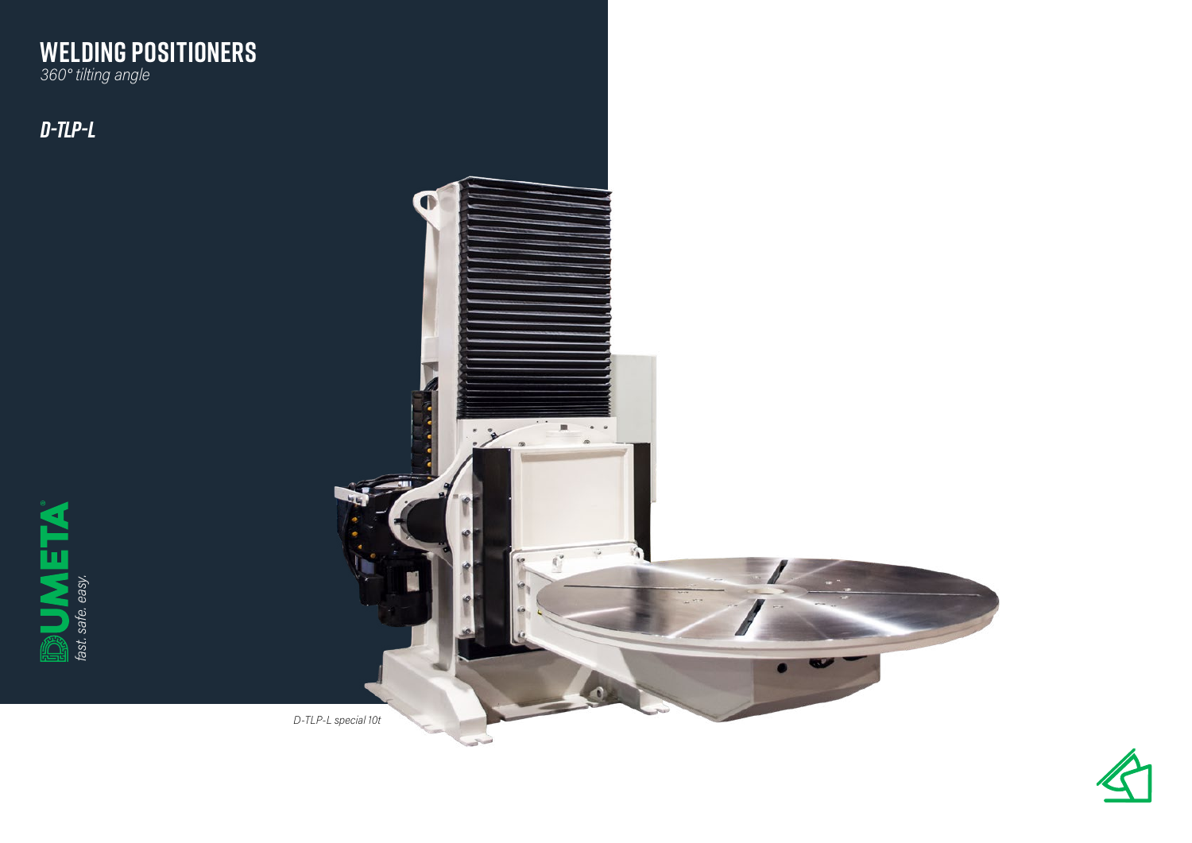# WELDING POSITIONERS

*360° tilting angle*

## *D-TLP-L*

*D-TLP-L special 10t*

**DUMETA®**
*fast. safe. easy.*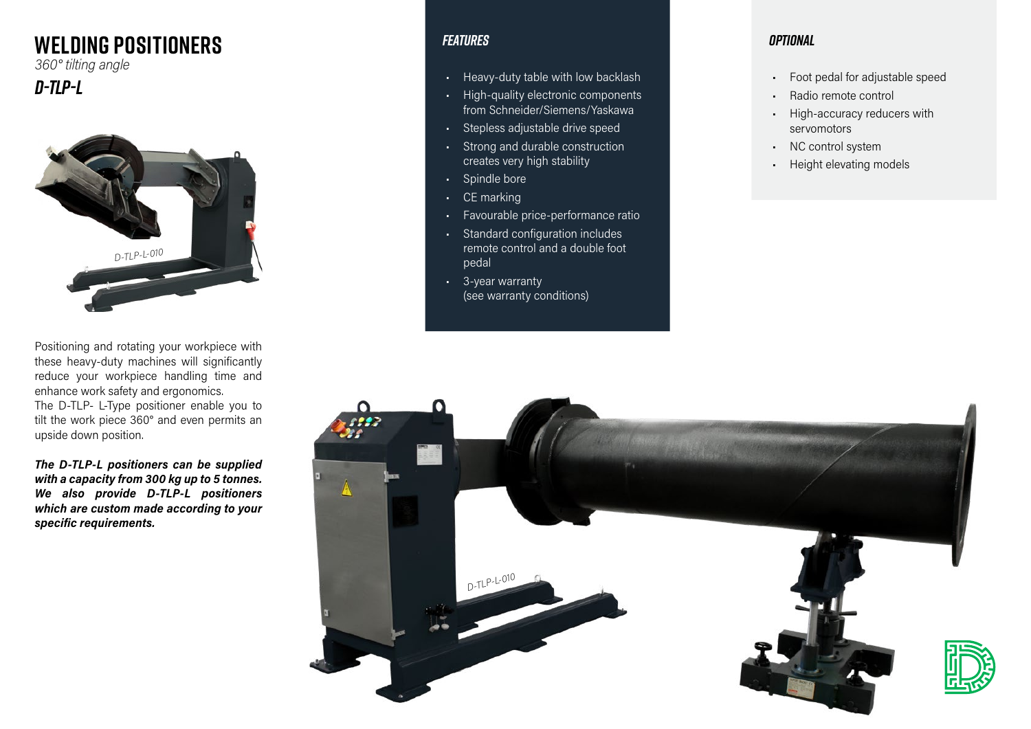# WELDING POSITIONERS

*360° tilting angle*

## *D-TLP-L*

D-TLP-L-010

Positioning and rotating your workpiece with these heavy-duty machines will significantly reduce your workpiece handling time and enhance work safety and ergonomics.
The D-TLP- L-Type positioner enable you to tilt the work piece 360° and even permits an upside down position.

***The D-TLP-L positioners can be supplied with a capacity from 300 kg up to 5 tonnes. We also provide D-TLP-L positioners which are custom made according to your specific requirements.***

### *FEATURES*

- Heavy-duty table with low backlash
- High-quality electronic components from Schneider/Siemens/Yaskawa
- Stepless adjustable drive speed
- Strong and durable construction creates very high stability
- Spindle bore
- CE marking
- Favourable price-performance ratio
- Standard configuration includes remote control and a double foot pedal
- 3-year warranty (see warranty conditions)

### *OPTIONAL*

- Foot pedal for adjustable speed
- Radio remote control
- High-accuracy reducers with servomotors
- NC control system
- Height elevating models

D-TLP-L-010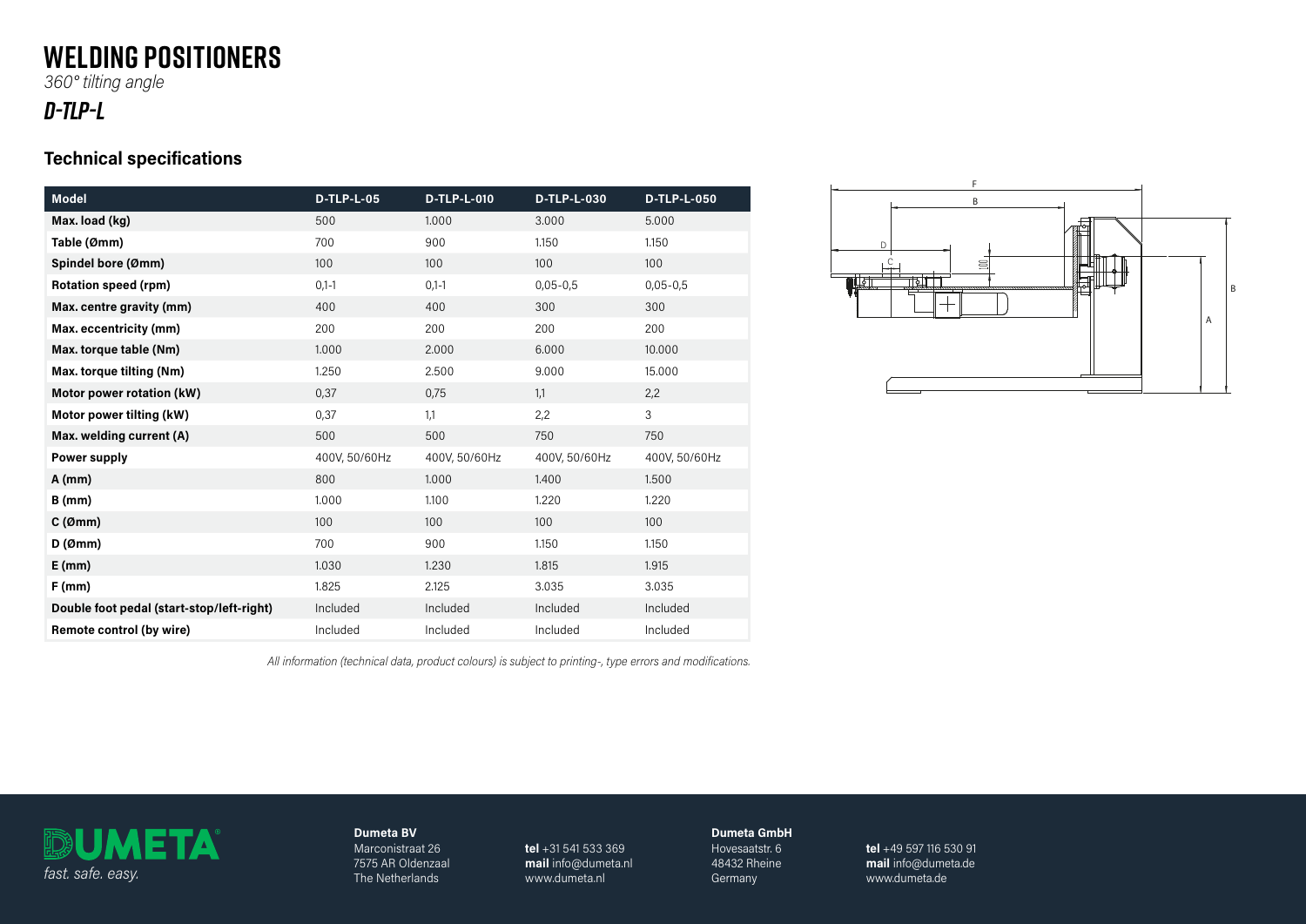# WELDING POSITIONERS

*360° tilting angle*

## *D-TLP-L*

### Technical specifications

| Model | D-TLP-L-05 | D-TLP-L-010 | D-TLP-L-030 | D-TLP-L-050 |
|---|---|---|---|---|
| **Max. load (kg)** | 500 | 1.000 | 3.000 | 5.000 |
| **Table (Ømm)** | 700 | 900 | 1.150 | 1.150 |
| **Spindel bore (Ømm)** | 100 | 100 | 100 | 100 |
| **Rotation speed (rpm)** | 0,1-1 | 0,1-1 | 0,05-0,5 | 0,05-0,5 |
| **Max. centre gravity (mm)** | 400 | 400 | 300 | 300 |
| **Max. eccentricity (mm)** | 200 | 200 | 200 | 200 |
| **Max. torque table (Nm)** | 1.000 | 2.000 | 6.000 | 10.000 |
| **Max. torque tilting (Nm)** | 1.250 | 2.500 | 9.000 | 15.000 |
| **Motor power rotation (kW)** | 0,37 | 0,75 | 1,1 | 2,2 |
| **Motor power tilting (kW)** | 0,37 | 1,1 | 2,2 | 3 |
| **Max. welding current (A)** | 500 | 500 | 750 | 750 |
| **Power supply** | 400V, 50/60Hz | 400V, 50/60Hz | 400V, 50/60Hz | 400V, 50/60Hz |
| **A (mm)** | 800 | 1.000 | 1.400 | 1.500 |
| **B (mm)** | 1.000 | 1.100 | 1.220 | 1.220 |
| **C (Ømm)** | 100 | 100 | 100 | 100 |
| **D (Ømm)** | 700 | 900 | 1.150 | 1.150 |
| **E (mm)** | 1.030 | 1.230 | 1.815 | 1.915 |
| **F (mm)** | 1.825 | 2.125 | 3.035 | 3.035 |
| **Double foot pedal (start-stop/left-right)** | Included | Included | Included | Included |
| **Remote control (by wire)** | Included | Included | Included | Included |

*All information (technical data, product colours) is subject to printing-, type errors and modifications.*

F
B
D
C
100
B
A

DUMETA®
*fast. safe. easy.*

**Dumeta BV**
Marconistraat 26
7575 AR Oldenzaal
The Netherlands

**tel** +31 541 533 369
**mail** info@dumeta.nl
www.dumeta.nl

**Dumeta GmbH**
Hovesaatstr. 6
48432 Rheine
Germany

**tel** +49 597 116 530 91
**mail** info@dumeta.de
www.dumeta.de